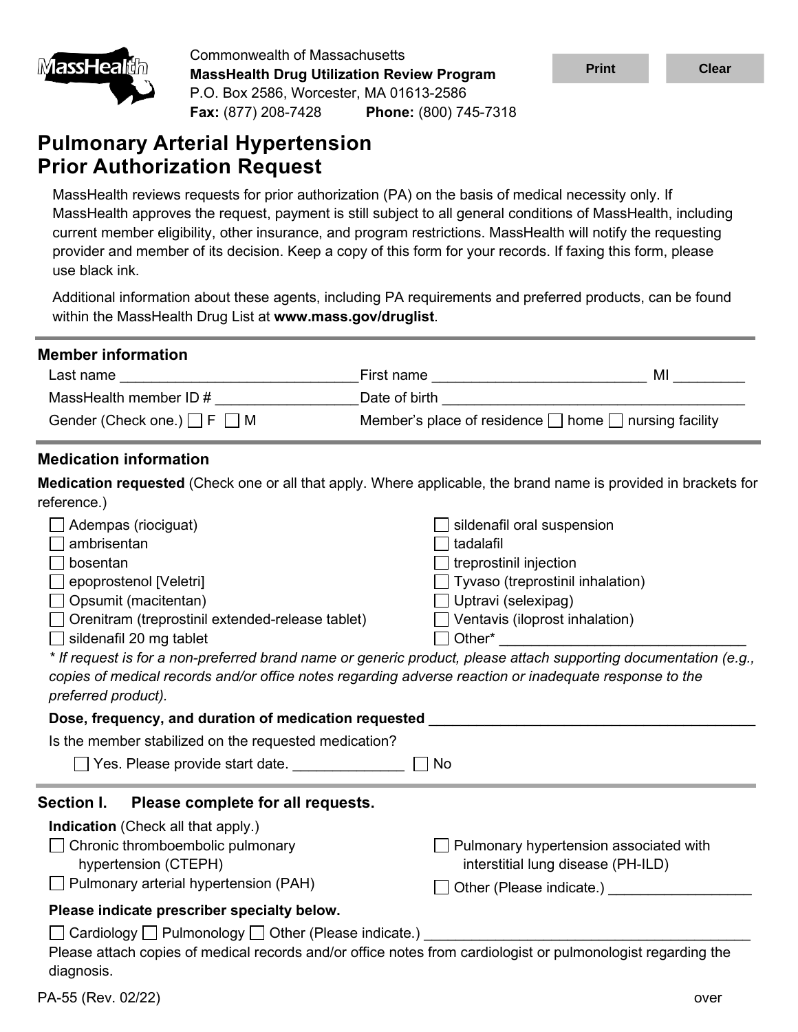Commonwealth of Massachusetts
**MassHealth Drug Utilization Review Program**
P.O. Box 2586, Worcester, MA 01613-2586
**Fax:** (877) 208-7428 **Phone:** (800) 745-7318

# Pulmonary Arterial Hypertension Prior Authorization Request

MassHealth reviews requests for prior authorization (PA) on the basis of medical necessity only. If MassHealth approves the request, payment is still subject to all general conditions of MassHealth, including current member eligibility, other insurance, and program restrictions. MassHealth will notify the requesting provider and member of its decision. Keep a copy of this form for your records. If faxing this form, please use black ink.

Additional information about these agents, including PA requirements and preferred products, can be found within the MassHealth Drug List at **www.mass.gov/druglist**.

## Member information

Last name ______________________________ First name ___________________________ MI _________

MassHealth member ID # _________________ Date of birth _______________________________________

Gender (Check one.) ☐ F ☐ M Member's place of residence ☐ home ☐ nursing facility

## Medication information

**Medication requested** (Check one or all that apply. Where applicable, the brand name is provided in brackets for reference.)

- ☐ Adempas (riociguat)
- ☐ ambrisentan
- ☐ bosentan
- ☐ epoprostenol [Veletri]
- ☐ Opsumit (macitentan)
- ☐ Orenitram (treprostinil extended-release tablet)
- ☐ sildenafil 20 mg tablet
- ☐ sildenafil oral suspension
- ☐ tadalafil
- ☐ treprostinil injection
- ☐ Tyvaso (treprostinil inhalation)
- ☐ Uptravi (selexipag)
- ☐ Ventavis (iloprost inhalation)
- ☐ Other* _______________________________

*\* If request is for a non-preferred brand name or generic product, please attach supporting documentation (e.g., copies of medical records and/or office notes regarding adverse reaction or inadequate response to the preferred product).*

**Dose, frequency, and duration of medication requested** ________________________________________

Is the member stabilized on the requested medication?

☐ Yes. Please provide start date. ______________ ☐ No

## Section I. Please complete for all requests.

**Indication** (Check all that apply.)

- ☐ Chronic thromboembolic pulmonary hypertension (CTEPH)
- ☐ Pulmonary arterial hypertension (PAH)
- ☐ Pulmonary hypertension associated with interstitial lung disease (PH-ILD)
- ☐ Other (Please indicate.) __________________

**Please indicate prescriber specialty below.**

☐ Cardiology ☐ Pulmonology ☐ Other (Please indicate.) ________________________________________

Please attach copies of medical records and/or office notes from cardiologist or pulmonologist regarding the diagnosis.

PA-55 (Rev. 02/22) over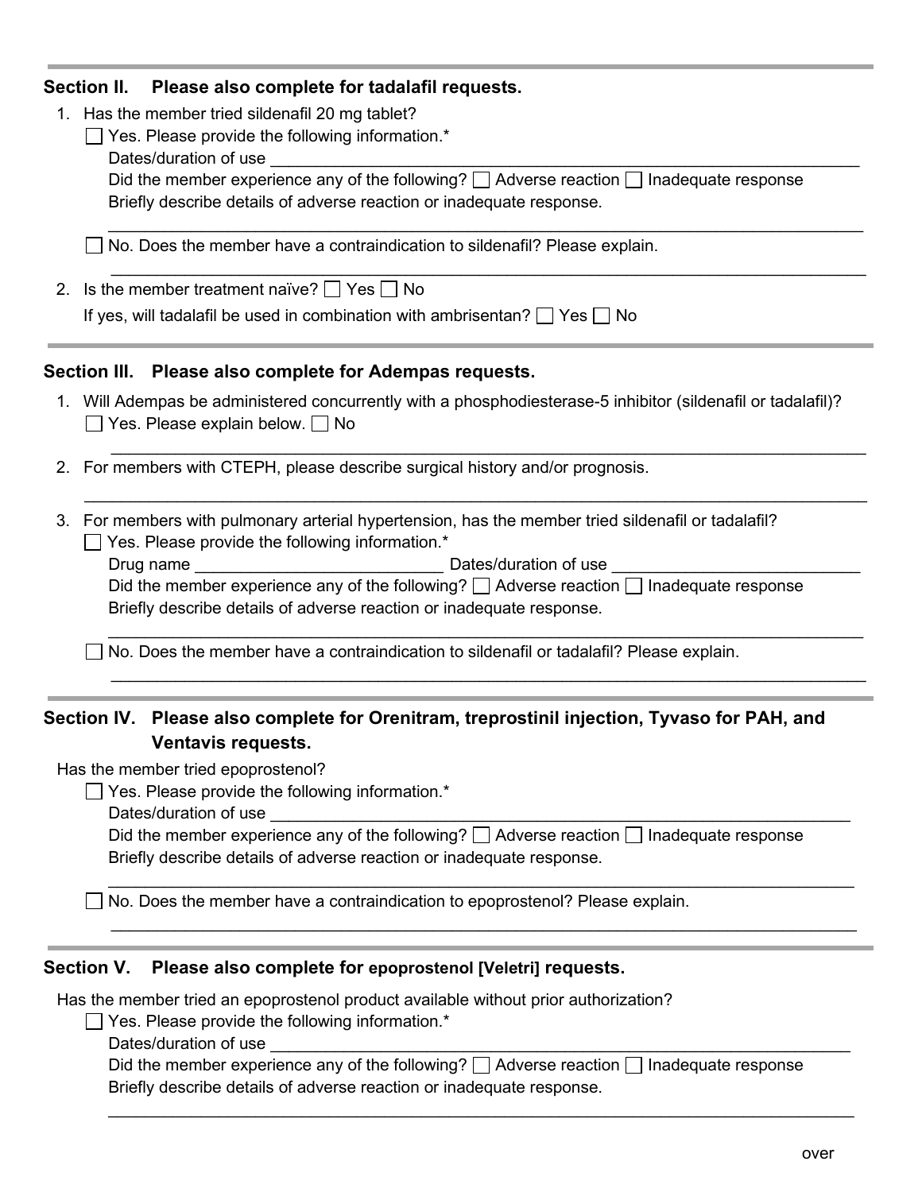## Section II. Please also complete for tadalafil requests.

1. Has the member tried sildenafil 20 mg tablet?
   - ☐ Yes. Please provide the following information.*
     Dates/duration of use ____________________________________________
     Did the member experience any of the following? ☐ Adverse reaction ☐ Inadequate response
     Briefly describe details of adverse reaction or inadequate response.
     ____________________________________________
   - ☐ No. Does the member have a contraindication to sildenafil? Please explain.
     ____________________________________________
2. Is the member treatment naïve? ☐ Yes ☐ No
   If yes, will tadalafil be used in combination with ambrisentan? ☐ Yes ☐ No

## Section III. Please also complete for Adempas requests.

1. Will Adempas be administered concurrently with a phosphodiesterase-5 inhibitor (sildenafil or tadalafil)?
   ☐ Yes. Please explain below. ☐ No
   ____________________________________________
2. For members with CTEPH, please describe surgical history and/or prognosis.
   ____________________________________________
3. For members with pulmonary arterial hypertension, has the member tried sildenafil or tadalafil?
   - ☐ Yes. Please provide the following information.*
     Drug name ____________________ Dates/duration of use ____________________
     Did the member experience any of the following? ☐ Adverse reaction ☐ Inadequate response
     Briefly describe details of adverse reaction or inadequate response.
     ____________________________________________
   - ☐ No. Does the member have a contraindication to sildenafil or tadalafil? Please explain.
     ____________________________________________

## Section IV. Please also complete for Orenitram, treprostinil injection, Tyvaso for PAH, and Ventavis requests.

Has the member tried epoprostenol?

- ☐ Yes. Please provide the following information.*
  Dates/duration of use ____________________________________________
  Did the member experience any of the following? ☐ Adverse reaction ☐ Inadequate response
  Briefly describe details of adverse reaction or inadequate response.
  ____________________________________________
- ☐ No. Does the member have a contraindication to epoprostenol? Please explain.
  ____________________________________________

## Section V. Please also complete for epoprostenol [Veletri] requests.

Has the member tried an epoprostenol product available without prior authorization?

- ☐ Yes. Please provide the following information.*
  Dates/duration of use ____________________________________________
  Did the member experience any of the following? ☐ Adverse reaction ☐ Inadequate response
  Briefly describe details of adverse reaction or inadequate response.
  ____________________________________________

over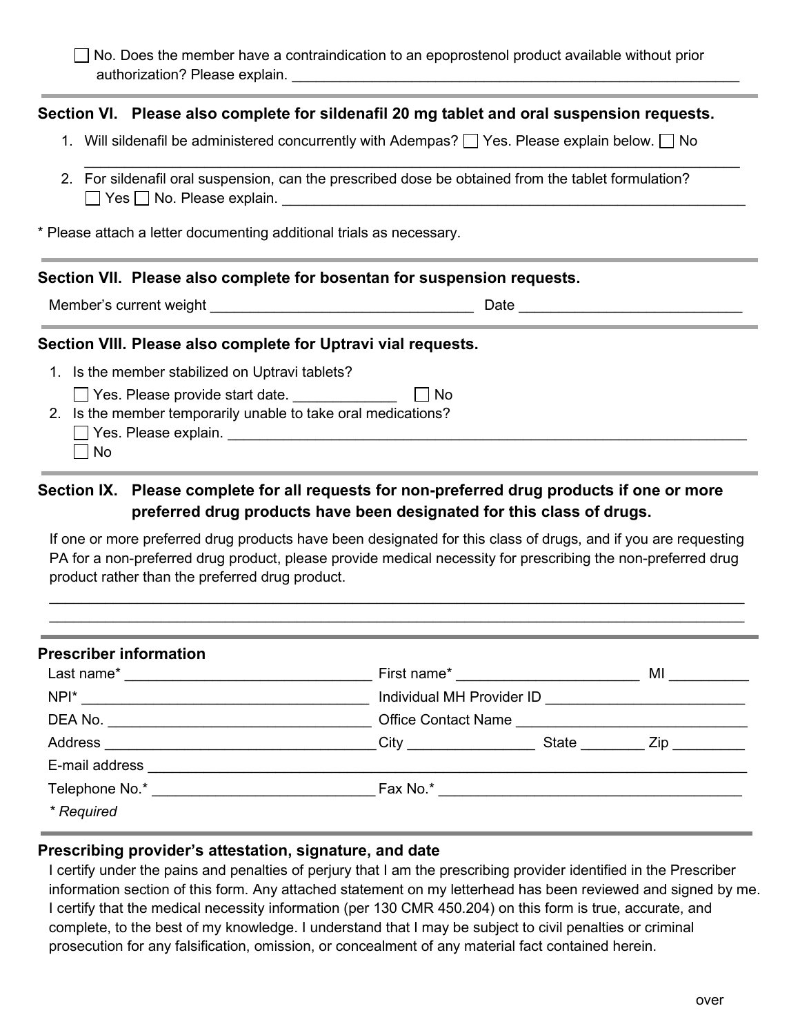☐ No. Does the member have a contraindication to an epoprostenol product available without prior authorization? Please explain. ____________________________________________________________

## Section VI. Please also complete for sildenafil 20 mg tablet and oral suspension requests.

1. Will sildenafil be administered concurrently with Adempas? ☐ Yes. Please explain below. ☐ No
   ________________________________________________________________________________
2. For sildenafil oral suspension, can the prescribed dose be obtained from the tablet formulation?
   ☐ Yes ☐ No. Please explain. ____________________________________________________________

* Please attach a letter documenting additional trials as necessary.

## Section VII. Please also complete for bosentan for suspension requests.

Member's current weight _________________________________ Date ____________________________

## Section VIII. Please also complete for Uptravi vial requests.

1. Is the member stabilized on Uptravi tablets?
   ☐ Yes. Please provide start date. _____________ ☐ No
2. Is the member temporarily unable to take oral medications?
   ☐ Yes. Please explain. ____________________________________________________________________
   ☐ No

## Section IX. Please complete for all requests for non-preferred drug products if one or more preferred drug products have been designated for this class of drugs.

If one or more preferred drug products have been designated for this class of drugs, and if you are requesting PA for a non-preferred drug product, please provide medical necessity for prescribing the non-preferred drug product rather than the preferred drug product.

____________________________________________________________________________________________
____________________________________________________________________________________________

## Prescriber information

Last name* _______________________________ First name* _______________________ MI __________

NPI* ____________________________________ Individual MH Provider ID _________________________

DEA No. _________________________________ Office Contact Name _____________________________

Address __________________________________ City ________________ State ________ Zip _________

E-mail address _________________________________________________________________________

Telephone No.* ____________________________ Fax No.* ______________________________________

*\* Required*

## Prescribing provider's attestation, signature, and date

I certify under the pains and penalties of perjury that I am the prescribing provider identified in the Prescriber information section of this form. Any attached statement on my letterhead has been reviewed and signed by me. I certify that the medical necessity information (per 130 CMR 450.204) on this form is true, accurate, and complete, to the best of my knowledge. I understand that I may be subject to civil penalties or criminal prosecution for any falsification, omission, or concealment of any material fact contained herein.

over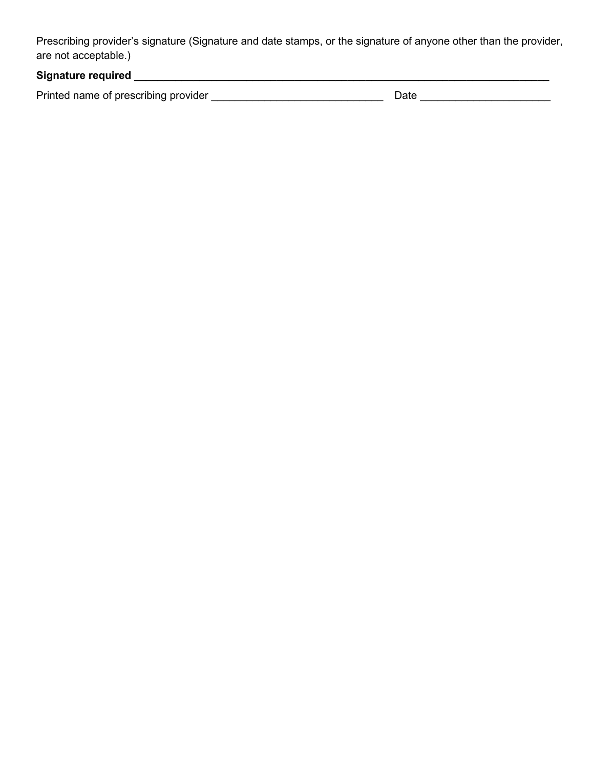Prescribing provider's signature (Signature and date stamps, or the signature of anyone other than the provider, are not acceptable.)

**Signature required ___________________________________________________________________**

Printed name of prescribing provider ______________________________ Date ______________________